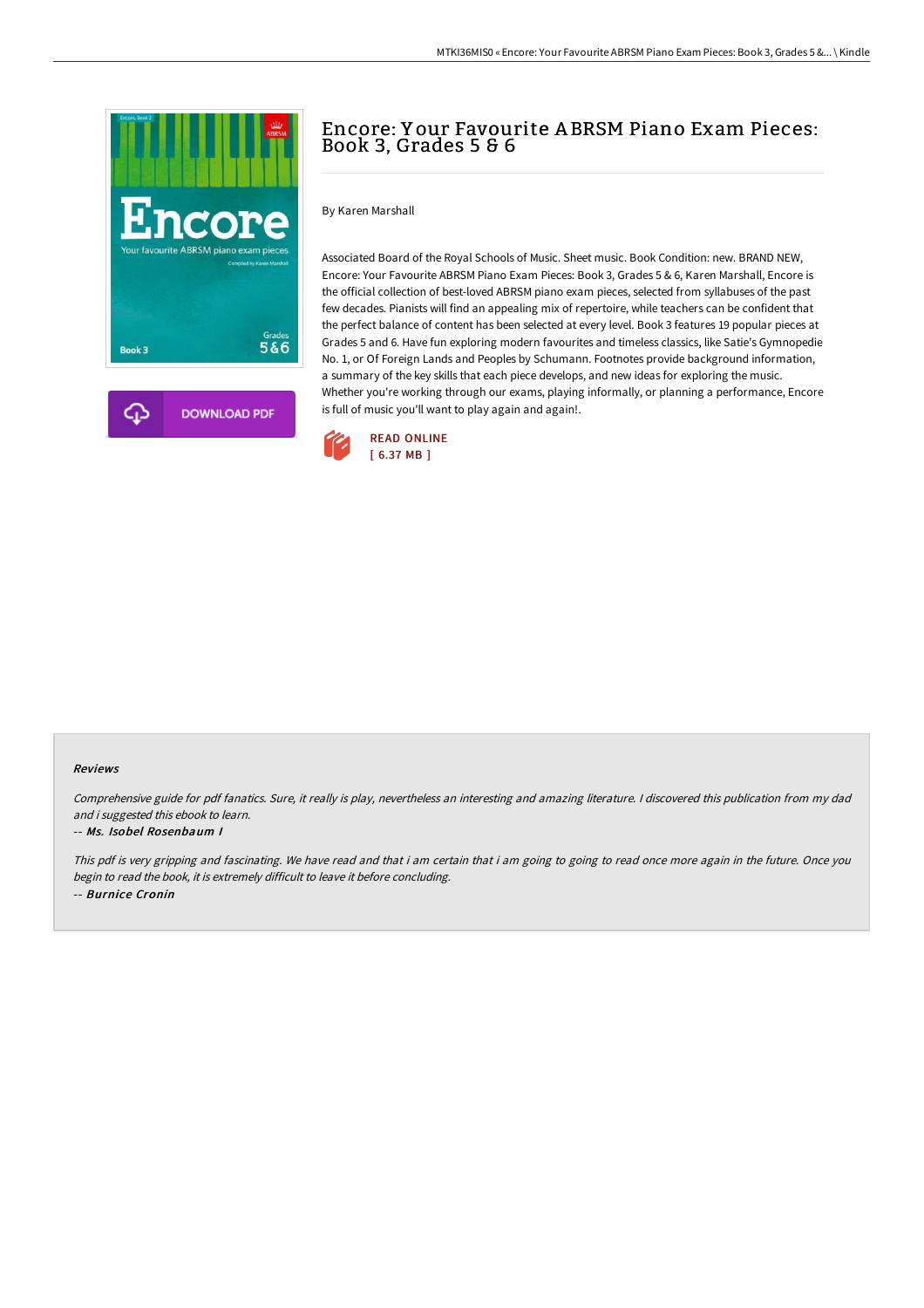# Encore: Your Favourite ABRSM Piano Exam Pieces: Book 3, Grades 5 & 6

By Karen Marshall

Associated Board of the Royal Schools of Music. Sheet music. Book Condition: new. BRAND NEW, Encore: Your Favourite ABRSM Piano Exam Pieces: Book 3, Grades 5 & 6, Karen Marshall, Encore is the official collection of best-loved ABRSM piano exam pieces, selected from syllabuses of the past few decades. Pianists will find an appealing mix of repertoire, while teachers can be confident that the perfect balance of content has been selected at every level. Book 3 features 19 popular pieces at Grades 5 and 6. Have fun exploring modern favourites and timeless classics, like Satie's Gymnopedie No. 1, or Of Foreign Lands and Peoples by Schumann. Footnotes provide background information, a summary of the key skills that each piece develops, and new ideas for exploring the music. Whether you're working through our exams, playing informally, or planning a performance, Encore is full of music you'll want to play again and again!.

DOWNLOAD PDF

READ ONLINE
[ 6.37 MB ]

### Reviews

*Comprehensive guide for pdf fanatics. Sure, it really is play, nevertheless an interesting and amazing literature. I discovered this publication from my dad and i suggested this ebook to learn.*

-- ***Ms. Isobel Rosenbaum I***

*This pdf is very gripping and fascinating. We have read and that i am certain that i am going to going to read once more again in the future. Once you begin to read the book, it is extremely difficult to leave it before concluding.*

-- ***Burnice Cronin***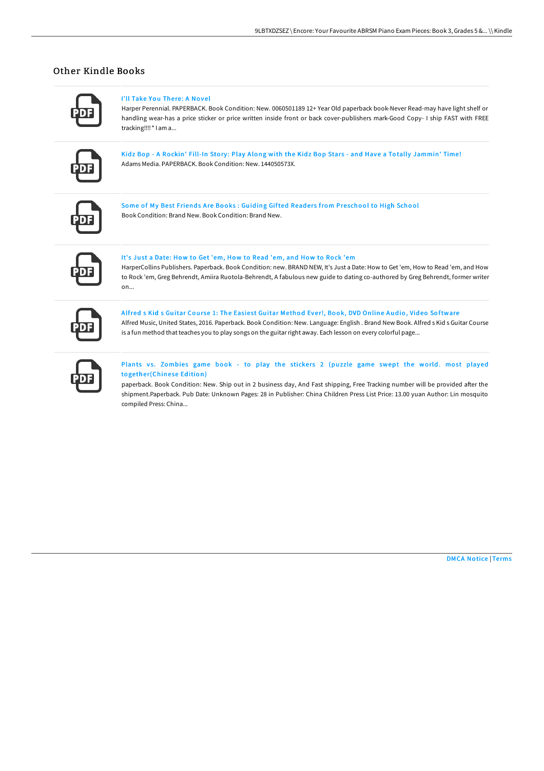## Other Kindle Books

### I'll Take You There: A Novel

Harper Perennial. PAPERBACK. Book Condition: New. 0060501189 12+ Year Old paperback book-Never Read-may have light shelf or handling wear-has a price sticker or price written inside front or back cover-publishers mark-Good Copy- I ship FAST with FREE tracking!!!! * I am a...

### Kidz Bop - A Rockin' Fill-In Story: Play Along with the Kidz Bop Stars - and Have a Totally Jammin' Time!

Adams Media. PAPERBACK. Book Condition: New. 144050573X.

### Some of My Best Friends Are Books : Guiding Gifted Readers from Preschool to High School

Book Condition: Brand New. Book Condition: Brand New.

### It's Just a Date: How to Get 'em, How to Read 'em, and How to Rock 'em

HarperCollins Publishers. Paperback. Book Condition: new. BRAND NEW, It's Just a Date: How to Get 'em, How to Read 'em, and How to Rock 'em, Greg Behrendt, Amiira Ruotola-Behrendt, A fabulous new guide to dating co-authored by Greg Behrendt, former writer on...

### Alfred s Kid s Guitar Course 1: The Easiest Guitar Method Ever!, Book, DVD Online Audio, Video Software

Alfred Music, United States, 2016. Paperback. Book Condition: New. Language: English . Brand New Book. Alfred s Kid s Guitar Course is a fun method that teaches you to play songs on the guitar right away. Each lesson on every colorful page...

### Plants vs. Zombies game book - to play the stickers 2 (puzzle game swept the world. most played together(Chinese Edition)

paperback. Book Condition: New. Ship out in 2 business day, And Fast shipping, Free Tracking number will be provided after the shipment.Paperback. Pub Date: Unknown Pages: 28 in Publisher: China Children Press List Price: 13.00 yuan Author: Lin mosquito compiled Press: China...

DMCA Notice | Terms